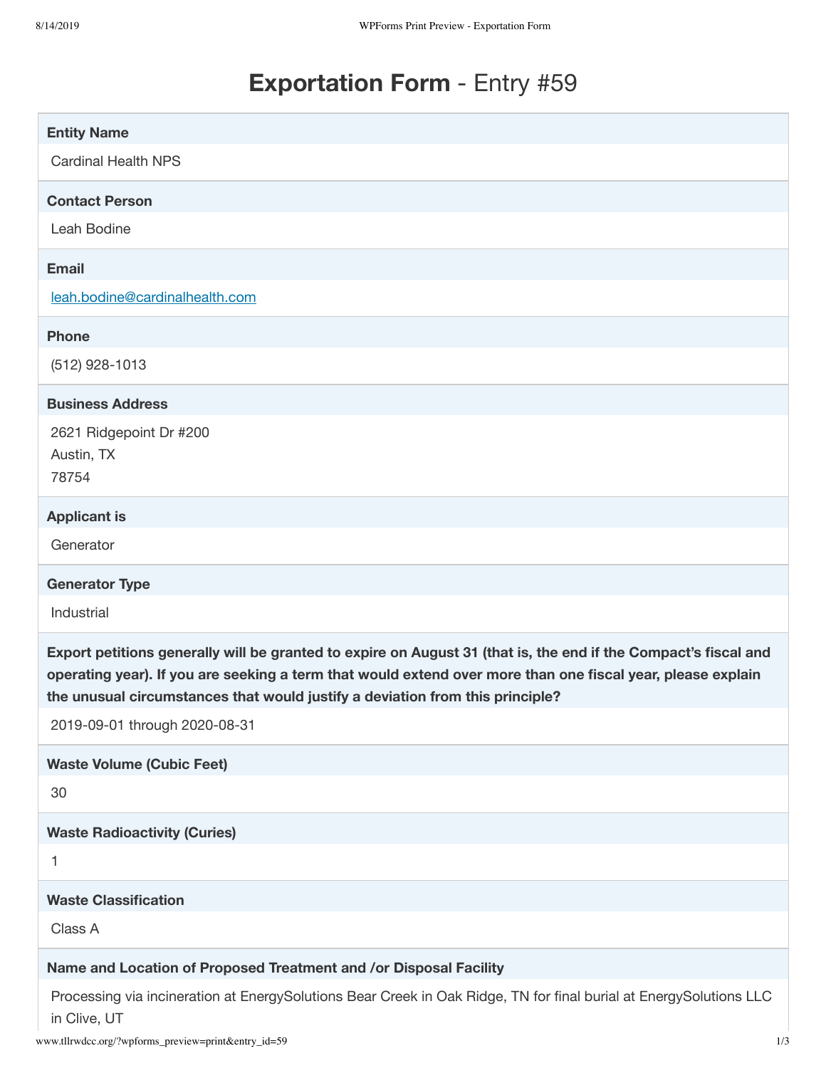# **Exportation Form** - Entry #59

**Entity Name**

Cardinal Health NPS

**Contact Person**

Leah Bodine

**Email**

leah.bodine@cardinalhealth.com

**Phone**

(512) 928-1013

**Business Address**

2621 Ridgepoint Dr #200
Austin, TX
78754

**Applicant is**

Generator

**Generator Type**

Industrial

**Export petitions generally will be granted to expire on August 31 (that is, the end if the Compact's fiscal and operating year). If you are seeking a term that would extend over more than one fiscal year, please explain the unusual circumstances that would justify a deviation from this principle?**

2019-09-01 through 2020-08-31

**Waste Volume (Cubic Feet)**

30

**Waste Radioactivity (Curies)**

1

**Waste Classification**

Class A

**Name and Location of Proposed Treatment and /or Disposal Facility**

Processing via incineration at EnergySolutions Bear Creek in Oak Ridge, TN for final burial at EnergySolutions LLC in Clive, UT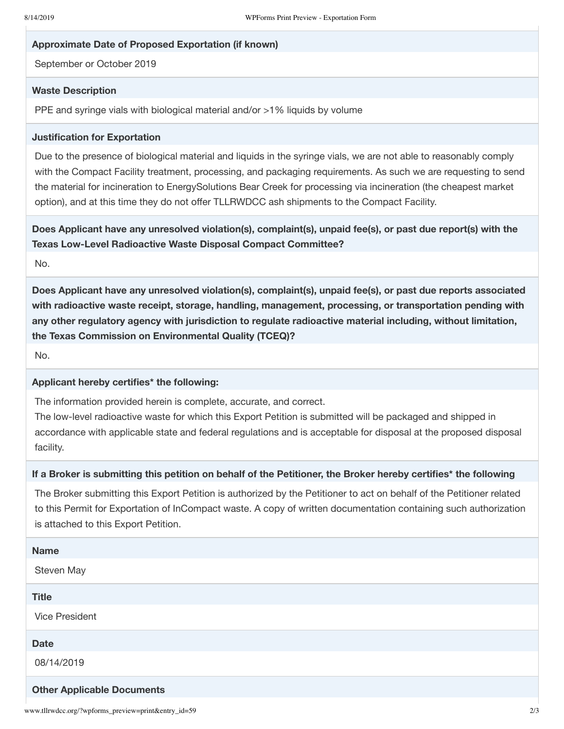**Approximate Date of Proposed Exportation (if known)**

September or October 2019

**Waste Description**

PPE and syringe vials with biological material and/or >1% liquids by volume

**Justification for Exportation**

Due to the presence of biological material and liquids in the syringe vials, we are not able to reasonably comply with the Compact Facility treatment, processing, and packaging requirements. As such we are requesting to send the material for incineration to EnergySolutions Bear Creek for processing via incineration (the cheapest market option), and at this time they do not offer TLLRWDCC ash shipments to the Compact Facility.

**Does Applicant have any unresolved violation(s), complaint(s), unpaid fee(s), or past due report(s) with the Texas Low-Level Radioactive Waste Disposal Compact Committee?**

No.

**Does Applicant have any unresolved violation(s), complaint(s), unpaid fee(s), or past due reports associated with radioactive waste receipt, storage, handling, management, processing, or transportation pending with any other regulatory agency with jurisdiction to regulate radioactive material including, without limitation, the Texas Commission on Environmental Quality (TCEQ)?**

No.

**Applicant hereby certifies* the following:**

The information provided herein is complete, accurate, and correct.
The low-level radioactive waste for which this Export Petition is submitted will be packaged and shipped in accordance with applicable state and federal regulations and is acceptable for disposal at the proposed disposal facility.

**If a Broker is submitting this petition on behalf of the Petitioner, the Broker hereby certifies* the following**

The Broker submitting this Export Petition is authorized by the Petitioner to act on behalf of the Petitioner related to this Permit for Exportation of InCompact waste. A copy of written documentation containing such authorization is attached to this Export Petition.

**Name**

Steven May

**Title**

Vice President

**Date**

08/14/2019

**Other Applicable Documents**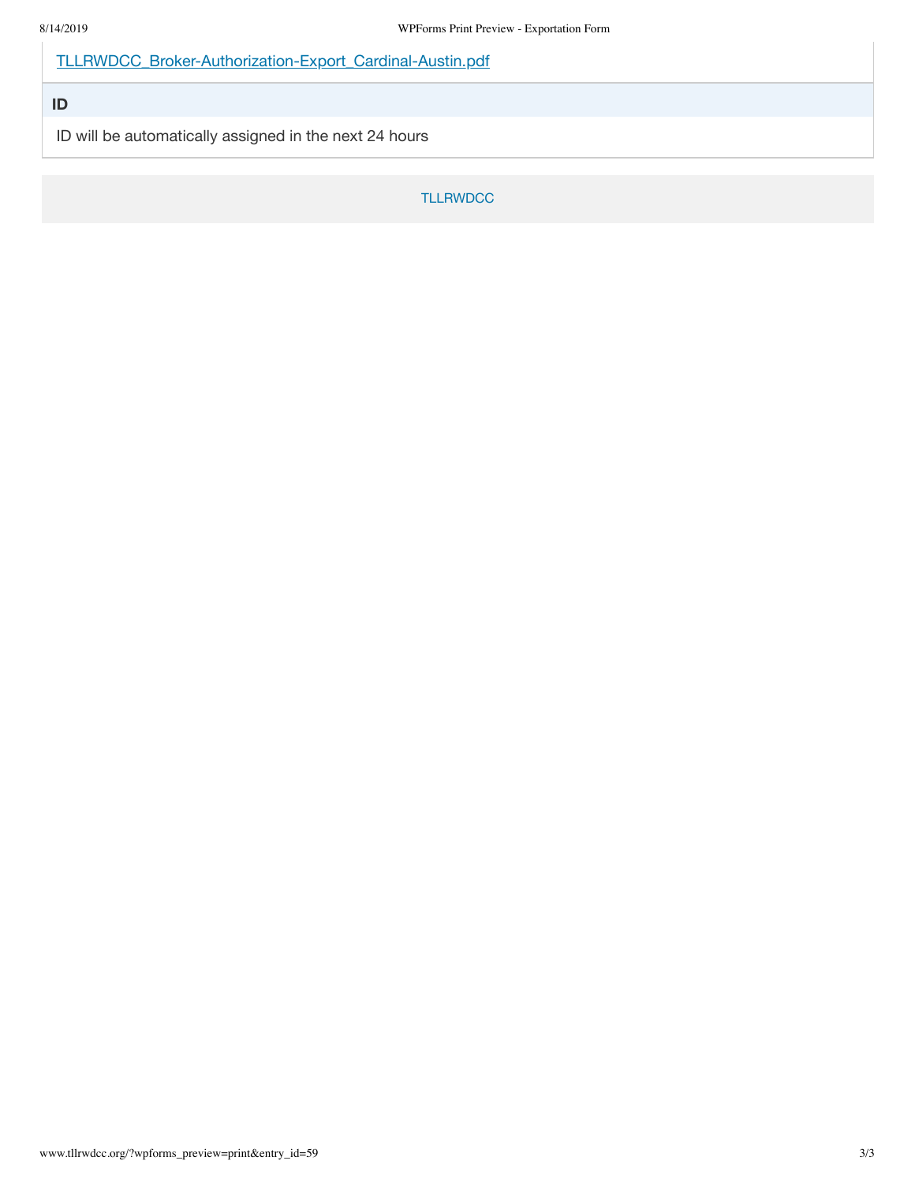TLLRWDCC_Broker-Authorization-Export_Cardinal-Austin.pdf

**ID**

ID will be automatically assigned in the next 24 hours

TLLRWDCC